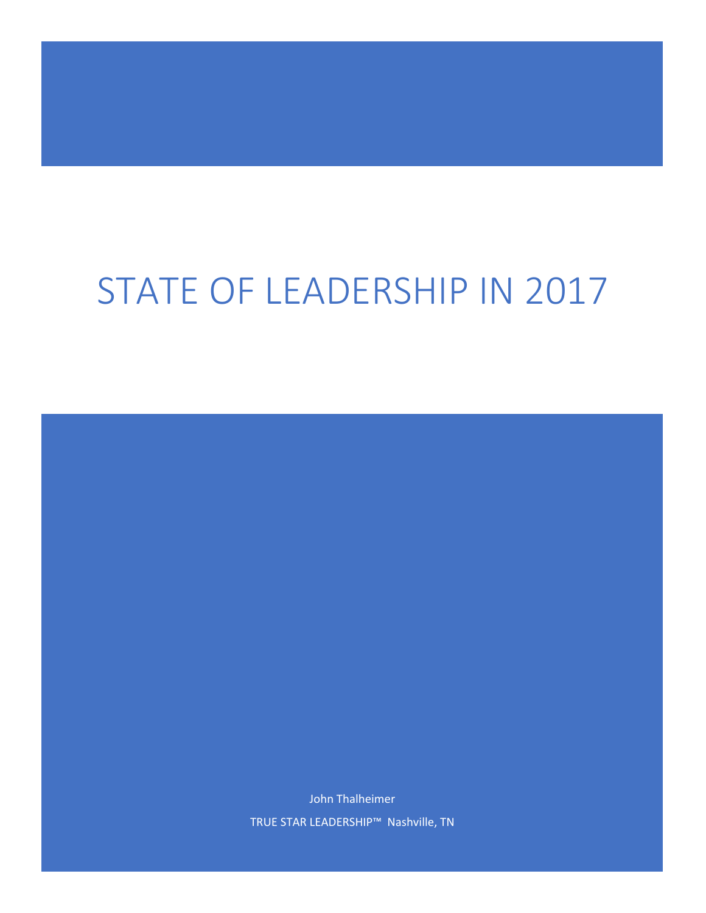# STATE OF LEADERSHIP IN 2017

John Thalheimer

TRUE STAR LEADERSHIP™ Nashville, TN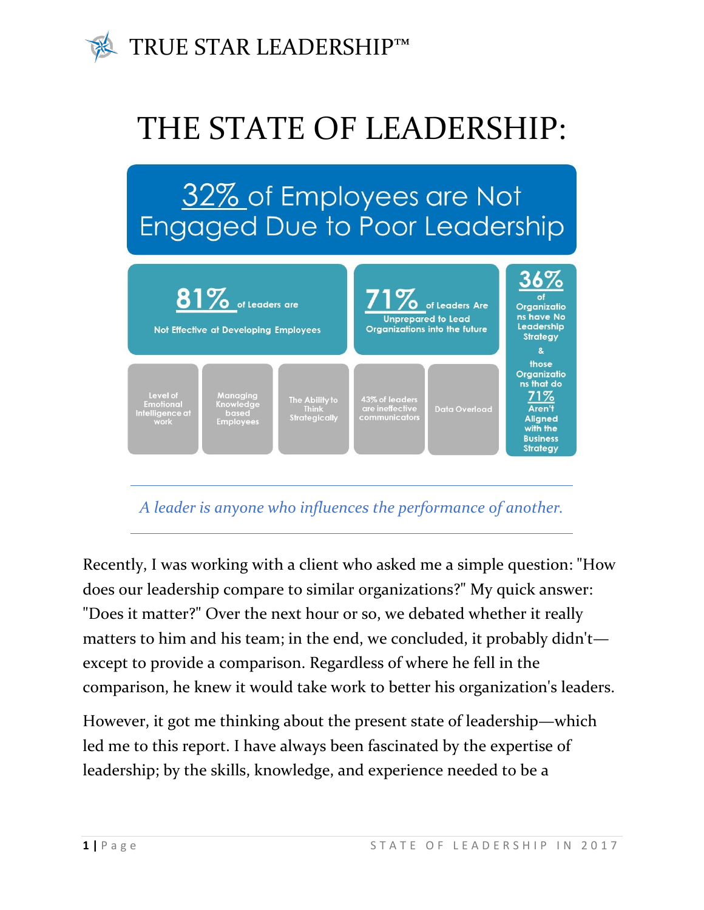# TRUE STAR LEADERSHIP™

# THE STATE OF LEADERSHIP:

**32% of Employees are Not Engaged Due to Poor Leadership**

**81%** of Leaders are Not Effective at Developing Employees

**71%** of Leaders Are Unprepared to Lead Organizations into the future

**36%** of Organizations have No Leadership Strategy & those Organizations that do **71%** Aren't Aligned with the Business Strategy

- Level of Emotional Intelligence at work
- Managing Knowledge based Employees
- The Ability to Think Strategically
- 43% of leaders are ineffective communicators
- Data Overload

---

*A leader is anyone who influences the performance of another.*

---

Recently, I was working with a client who asked me a simple question: "How does our leadership compare to similar organizations?" My quick answer: "Does it matter?" Over the next hour or so, we debated whether it really matters to him and his team; in the end, we concluded, it probably didn't—except to provide a comparison. Regardless of where he fell in the comparison, he knew it would take work to better his organization's leaders.

However, it got me thinking about the present state of leadership—which led me to this report. I have always been fascinated by the expertise of leadership; by the skills, knowledge, and experience needed to be a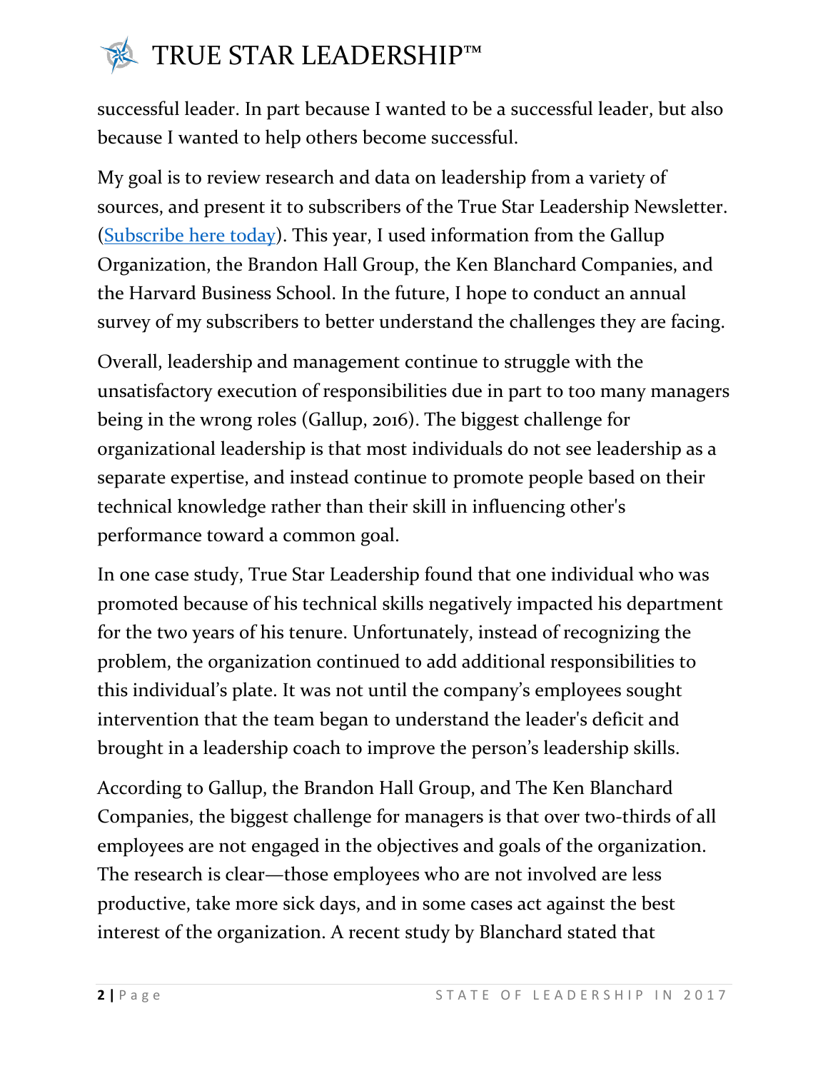successful leader. In part because I wanted to be a successful leader, but also because I wanted to help others become successful.

My goal is to review research and data on leadership from a variety of sources, and present it to subscribers of the True Star Leadership Newsletter. (Subscribe here today). This year, I used information from the Gallup Organization, the Brandon Hall Group, the Ken Blanchard Companies, and the Harvard Business School. In the future, I hope to conduct an annual survey of my subscribers to better understand the challenges they are facing.

Overall, leadership and management continue to struggle with the unsatisfactory execution of responsibilities due in part to too many managers being in the wrong roles (Gallup, 2016). The biggest challenge for organizational leadership is that most individuals do not see leadership as a separate expertise, and instead continue to promote people based on their technical knowledge rather than their skill in influencing other's performance toward a common goal.

In one case study, True Star Leadership found that one individual who was promoted because of his technical skills negatively impacted his department for the two years of his tenure. Unfortunately, instead of recognizing the problem, the organization continued to add additional responsibilities to this individual's plate. It was not until the company's employees sought intervention that the team began to understand the leader's deficit and brought in a leadership coach to improve the person's leadership skills.

According to Gallup, the Brandon Hall Group, and The Ken Blanchard Companies, the biggest challenge for managers is that over two-thirds of all employees are not engaged in the objectives and goals of the organization. The research is clear—those employees who are not involved are less productive, take more sick days, and in some cases act against the best interest of the organization. A recent study by Blanchard stated that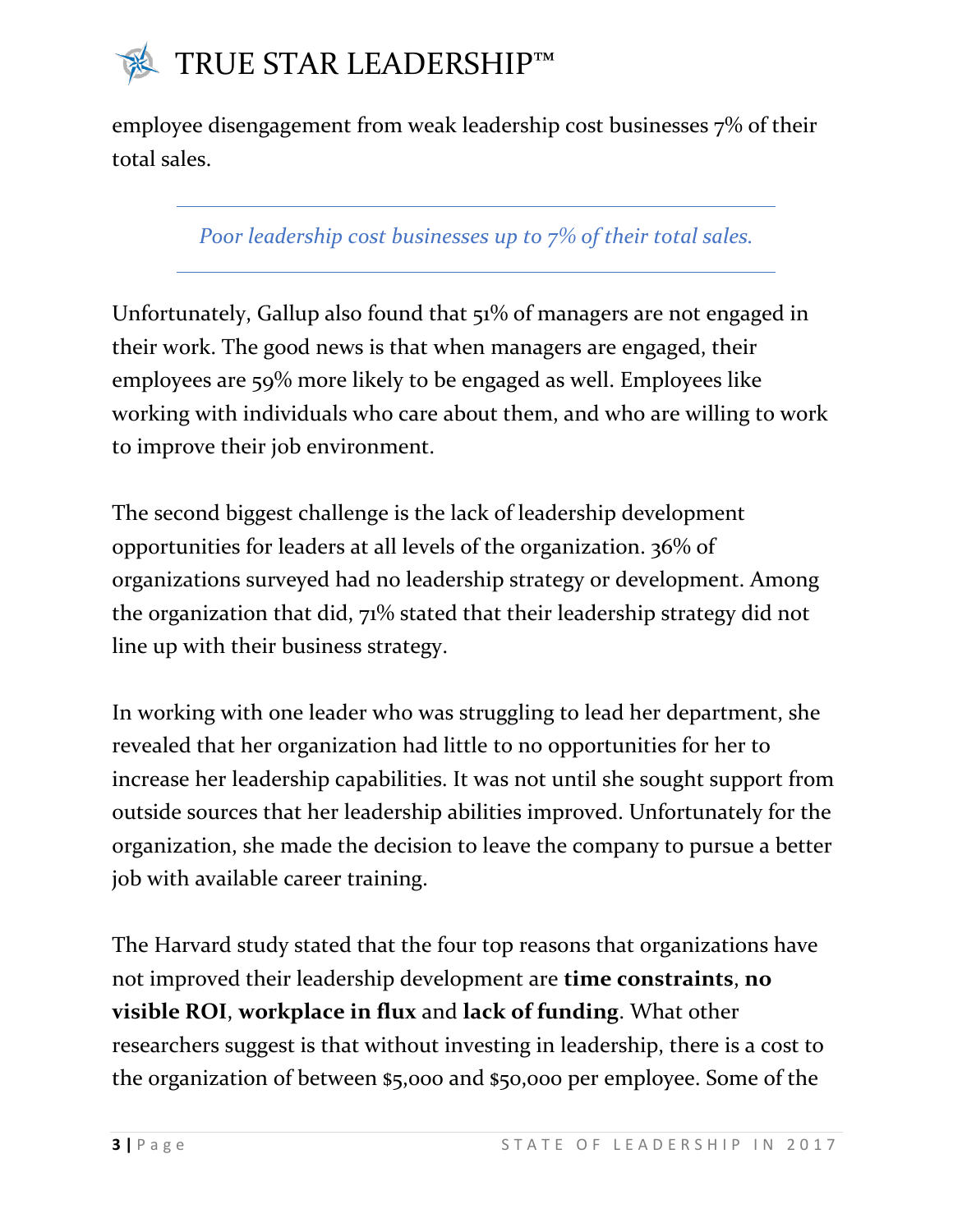employee disengagement from weak leadership cost businesses 7% of their total sales.

---

*Poor leadership cost businesses up to 7% of their total sales.*

---

Unfortunately, Gallup also found that 51% of managers are not engaged in their work. The good news is that when managers are engaged, their employees are 59% more likely to be engaged as well. Employees like working with individuals who care about them, and who are willing to work to improve their job environment.

The second biggest challenge is the lack of leadership development opportunities for leaders at all levels of the organization. 36% of organizations surveyed had no leadership strategy or development. Among the organization that did, 71% stated that their leadership strategy did not line up with their business strategy.

In working with one leader who was struggling to lead her department, she revealed that her organization had little to no opportunities for her to increase her leadership capabilities. It was not until she sought support from outside sources that her leadership abilities improved. Unfortunately for the organization, she made the decision to leave the company to pursue a better job with available career training.

The Harvard study stated that the four top reasons that organizations have not improved their leadership development are **time constraints**, **no visible ROI**, **workplace in flux** and **lack of funding**. What other researchers suggest is that without investing in leadership, there is a cost to the organization of between $5,000 and $50,000 per employee. Some of the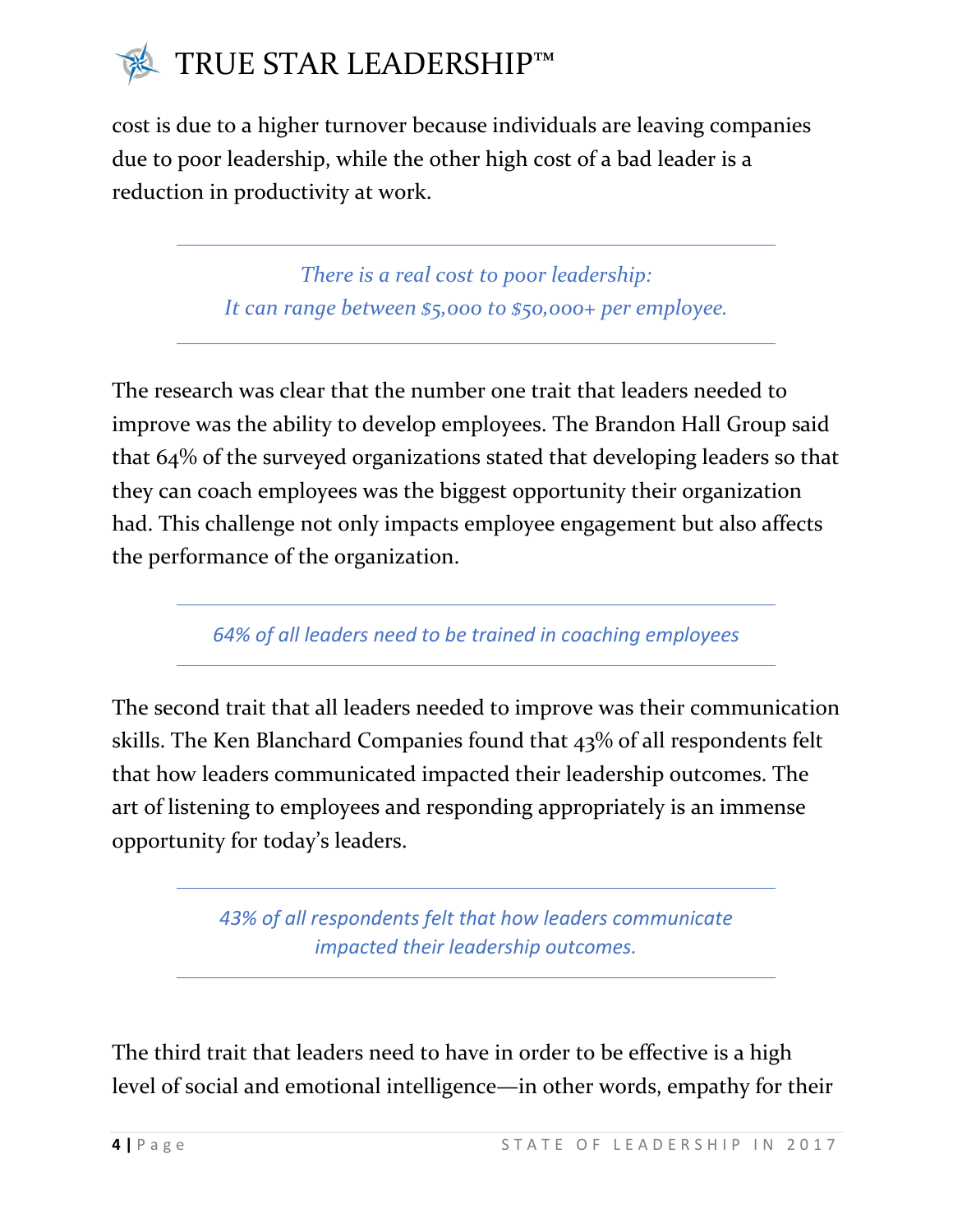cost is due to a higher turnover because individuals are leaving companies due to poor leadership, while the other high cost of a bad leader is a reduction in productivity at work.

---

*There is a real cost to poor leadership:*
*It can range between $5,000 to $50,000+ per employee.*

---

The research was clear that the number one trait that leaders needed to improve was the ability to develop employees. The Brandon Hall Group said that 64% of the surveyed organizations stated that developing leaders so that they can coach employees was the biggest opportunity their organization had. This challenge not only impacts employee engagement but also affects the performance of the organization.

---

*64% of all leaders need to be trained in coaching employees*

---

The second trait that all leaders needed to improve was their communication skills. The Ken Blanchard Companies found that 43% of all respondents felt that how leaders communicated impacted their leadership outcomes. The art of listening to employees and responding appropriately is an immense opportunity for today's leaders.

---

*43% of all respondents felt that how leaders communicate impacted their leadership outcomes.*

---

The third trait that leaders need to have in order to be effective is a high level of social and emotional intelligence—in other words, empathy for their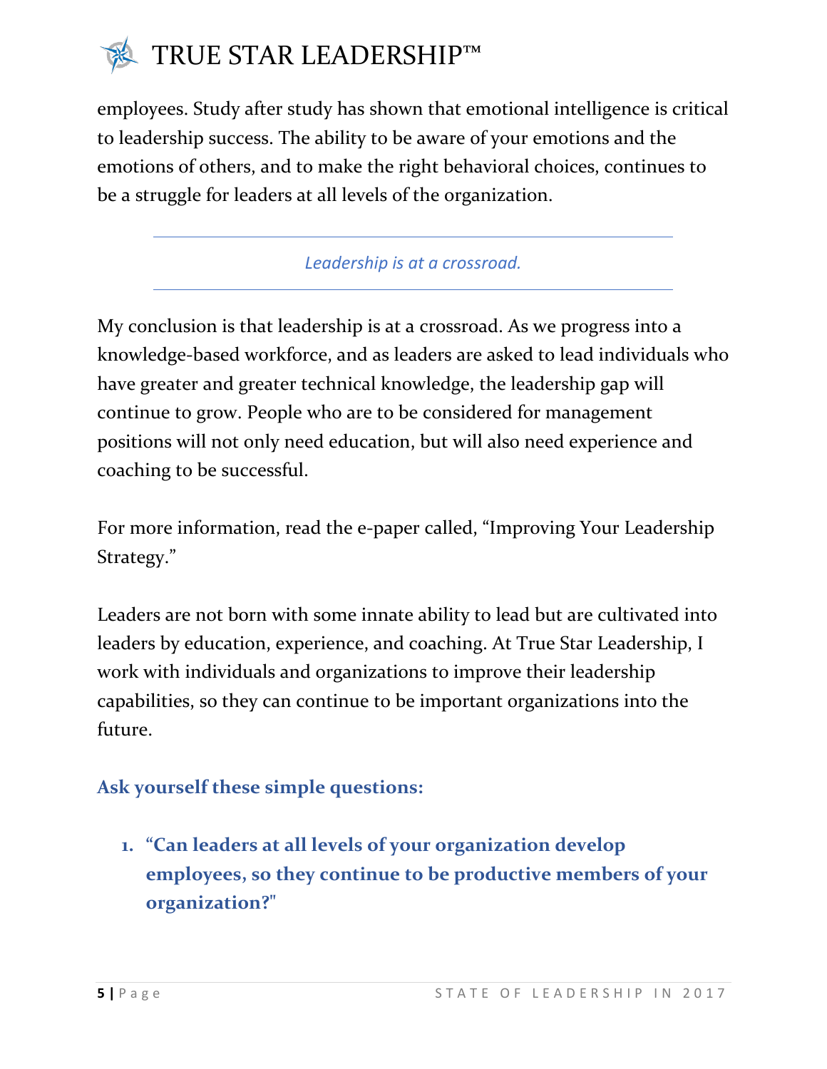employees. Study after study has shown that emotional intelligence is critical to leadership success. The ability to be aware of your emotions and the emotions of others, and to make the right behavioral choices, continues to be a struggle for leaders at all levels of the organization.

---

*Leadership is at a crossroad.*

---

My conclusion is that leadership is at a crossroad. As we progress into a knowledge-based workforce, and as leaders are asked to lead individuals who have greater and greater technical knowledge, the leadership gap will continue to grow. People who are to be considered for management positions will not only need education, but will also need experience and coaching to be successful.

For more information, read the e-paper called, "Improving Your Leadership Strategy."

Leaders are not born with some innate ability to lead but are cultivated into leaders by education, experience, and coaching. At True Star Leadership, I work with individuals and organizations to improve their leadership capabilities, so they can continue to be important organizations into the future.

### Ask yourself these simple questions:

1. **"Can leaders at all levels of your organization develop employees, so they continue to be productive members of your organization?"**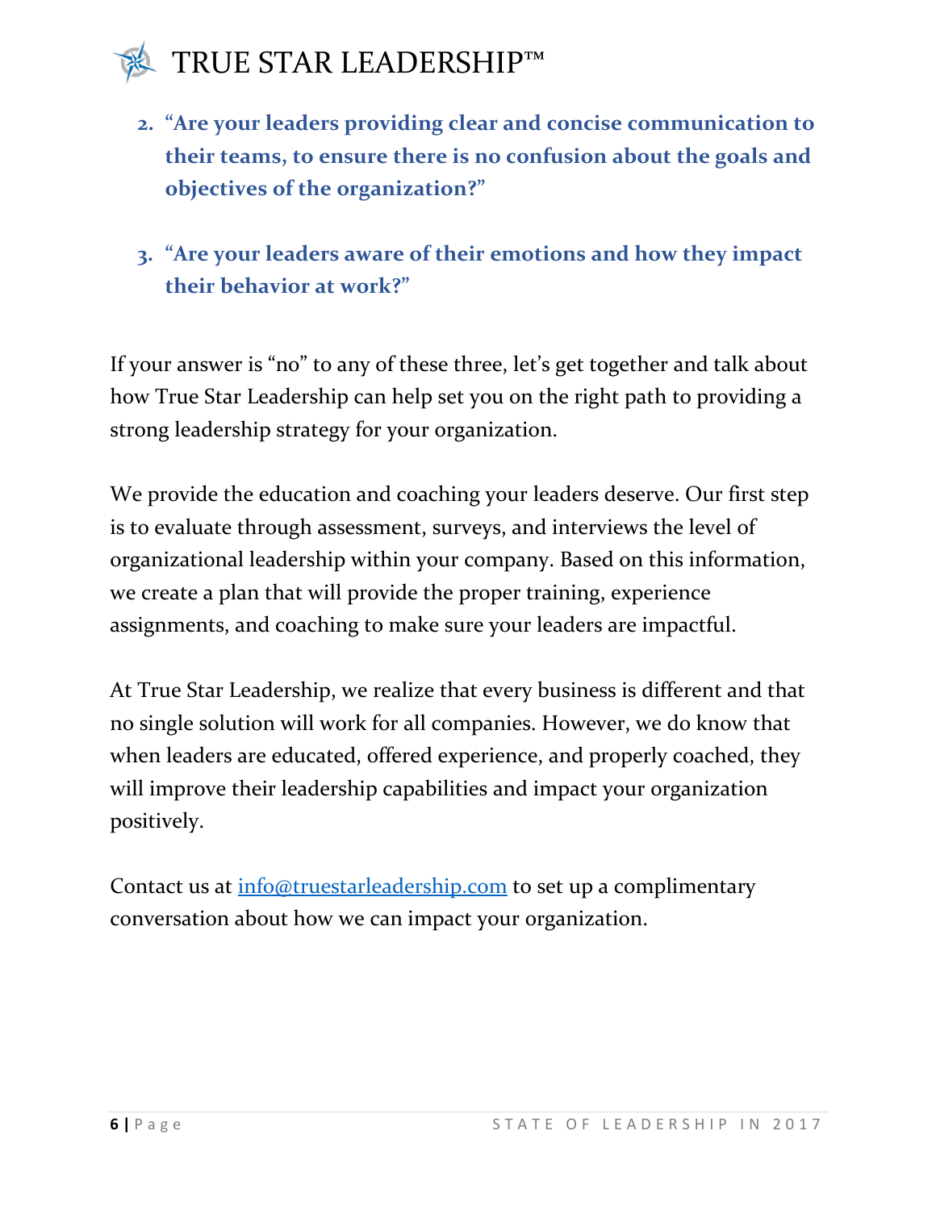2. **"Are your leaders providing clear and concise communication to their teams, to ensure there is no confusion about the goals and objectives of the organization?"**

3. **"Are your leaders aware of their emotions and how they impact their behavior at work?"**

If your answer is "no" to any of these three, let's get together and talk about how True Star Leadership can help set you on the right path to providing a strong leadership strategy for your organization.

We provide the education and coaching your leaders deserve. Our first step is to evaluate through assessment, surveys, and interviews the level of organizational leadership within your company. Based on this information, we create a plan that will provide the proper training, experience assignments, and coaching to make sure your leaders are impactful.

At True Star Leadership, we realize that every business is different and that no single solution will work for all companies. However, we do know that when leaders are educated, offered experience, and properly coached, they will improve their leadership capabilities and impact your organization positively.

Contact us at [info@truestarleadership.com](mailto:info@truestarleadership.com) to set up a complimentary conversation about how we can impact your organization.